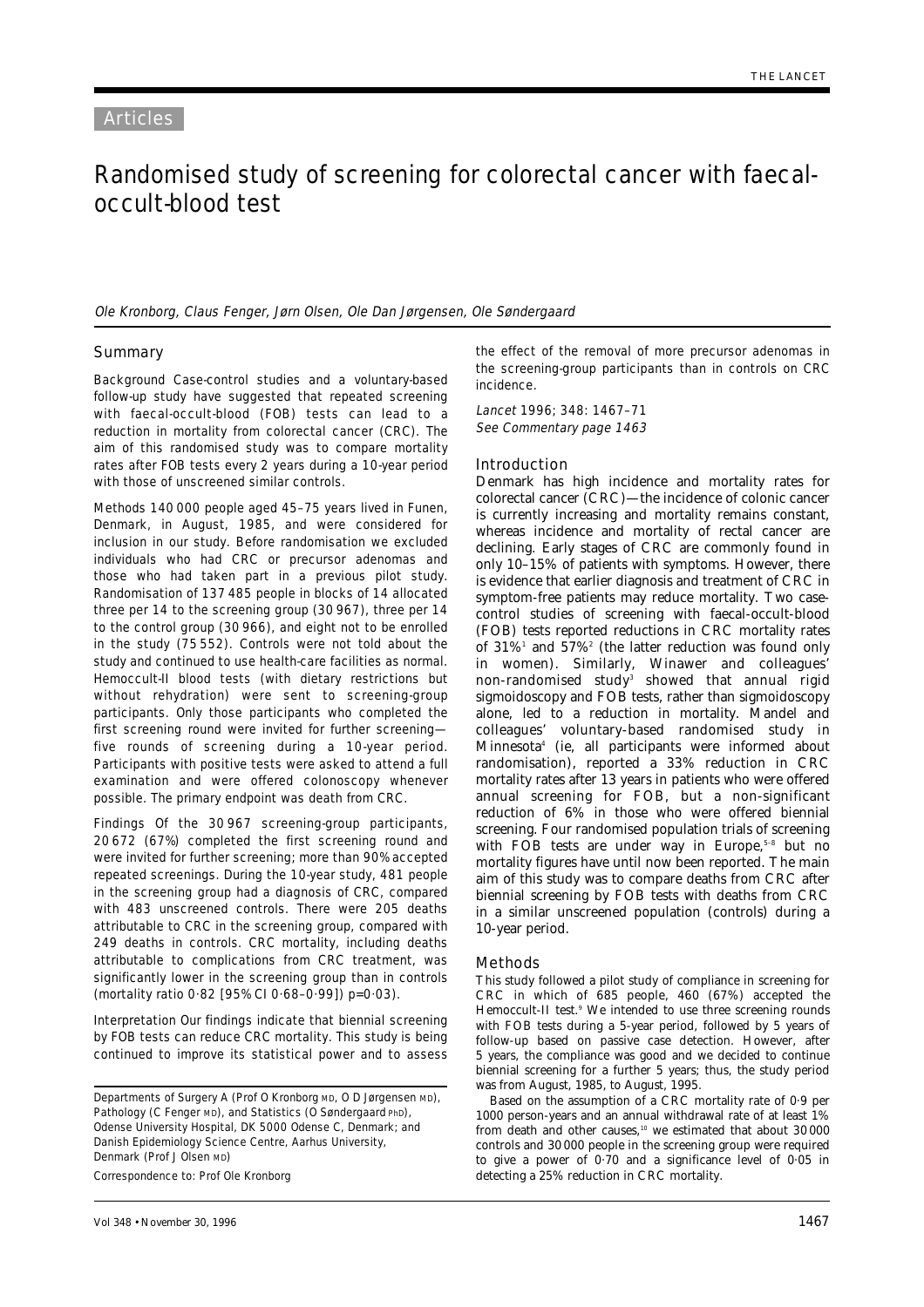Articles

# Randomised study of screening for colorectal cancer with faecal-occult-blood test

*Ole Kronborg, Claus Fenger, Jørn Olsen, Ole Dan Jørgensen, Ole Søndergaard*

## Summary

**Background** Case-control studies and a voluntary-based follow-up study have suggested that repeated screening with faecal-occult-blood (FOB) tests can lead to a reduction in mortality from colorectal cancer (CRC). The aim of this randomised study was to compare mortality rates after FOB tests every 2 years during a 10-year period with those of unscreened similar controls.

**Methods** 140 000 people aged 45–75 years lived in Funen, Denmark, in August, 1985, and were considered for inclusion in our study. Before randomisation we excluded individuals who had CRC or precursor adenomas and those who had taken part in a previous pilot study. Randomisation of 137 485 people in blocks of 14 allocated three per 14 to the screening group (30 967), three per 14 to the control group (30 966), and eight not to be enrolled in the study (75 552). Controls were not told about the study and continued to use health-care facilities as normal. Hemoccult-II blood tests (with dietary restrictions but without rehydration) were sent to screening-group participants. Only those participants who completed the first screening round were invited for further screening—five rounds of screening during a 10-year period. Participants with positive tests were asked to attend a full examination and were offered colonoscopy whenever possible. The primary endpoint was death from CRC.

**Findings** Of the 30 967 screening-group participants, 20 672 (67%) completed the first screening round and were invited for further screening; more than 90% accepted repeated screenings. During the 10-year study, 481 people in the screening group had a diagnosis of CRC, compared with 483 unscreened controls. There were 205 deaths attributable to CRC in the screening group, compared with 249 deaths in controls. CRC mortality, including deaths attributable to complications from CRC treatment, was significantly lower in the screening group than in controls (mortality ratio 0·82 [95% CI 0·68–0·99]) p=0·03).

**Interpretation** Our findings indicate that biennial screening by FOB tests can reduce CRC mortality. This study is being continued to improve its statistical power and to assess the effect of the removal of more precursor adenomas in the screening-group participants than in controls on CRC incidence.

*Lancet* 1996; 348: 1467–71
*See Commentary page 1463*

Departments of Surgery A (Prof O Kronborg MD, O D Jørgensen MD), Pathology (C Fenger MD), and Statistics (O Søndergaard PhD), Odense University Hospital, DK 5000 Odense C, Denmark; and Danish Epidemiology Science Centre, Aarhus University, Denmark (Prof J Olsen MD)

Correspondence to: Prof Ole Kronborg

## Introduction

Denmark has high incidence and mortality rates for colorectal cancer (CRC)—the incidence of colonic cancer is currently increasing and mortality remains constant, whereas incidence and mortality of rectal cancer are declining. Early stages of CRC are commonly found in only 10–15% of patients with symptoms. However, there is evidence that earlier diagnosis and treatment of CRC in symptom-free patients may reduce mortality. Two case-control studies of screening with faecal-occult-blood (FOB) tests reported reductions in CRC mortality rates of 31%[1] and 57%[2] (the latter reduction was found only in women). Similarly, Winawer and colleagues' non-randomised study[3] showed that annual rigid sigmoidoscopy and FOB tests, rather than sigmoidoscopy alone, led to a reduction in mortality. Mandel and colleagues' voluntary-based randomised study in Minnesota[4] (ie, all participants were informed about randomisation), reported a 33% reduction in CRC mortality rates after 13 years in patients who were offered annual screening for FOB, but a non-significant reduction of 6% in those who were offered biennial screening. Four randomised population trials of screening with FOB tests are under way in Europe,[5–8] but no mortality figures have until now been reported. The main aim of this study was to compare deaths from CRC after biennial screening by FOB tests with deaths from CRC in a similar unscreened population (controls) during a 10-year period.

## Methods

This study followed a pilot study of compliance in screening for CRC in which of 685 people, 460 (67%) accepted the Hemoccult-II test.[9] We intended to use three screening rounds with FOB tests during a 5-year period, followed by 5 years of follow-up based on passive case detection. However, after 5 years, the compliance was good and we decided to continue biennial screening for a further 5 years; thus, the study period was from August, 1985, to August, 1995.

Based on the assumption of a CRC mortality rate of 0·9 per 1000 person-years and an annual withdrawal rate of at least 1% from death and other causes,[10] we estimated that about 30 000 controls and 30 000 people in the screening group were required to give a power of 0·70 and a significance level of 0·05 in detecting a 25% reduction in CRC mortality.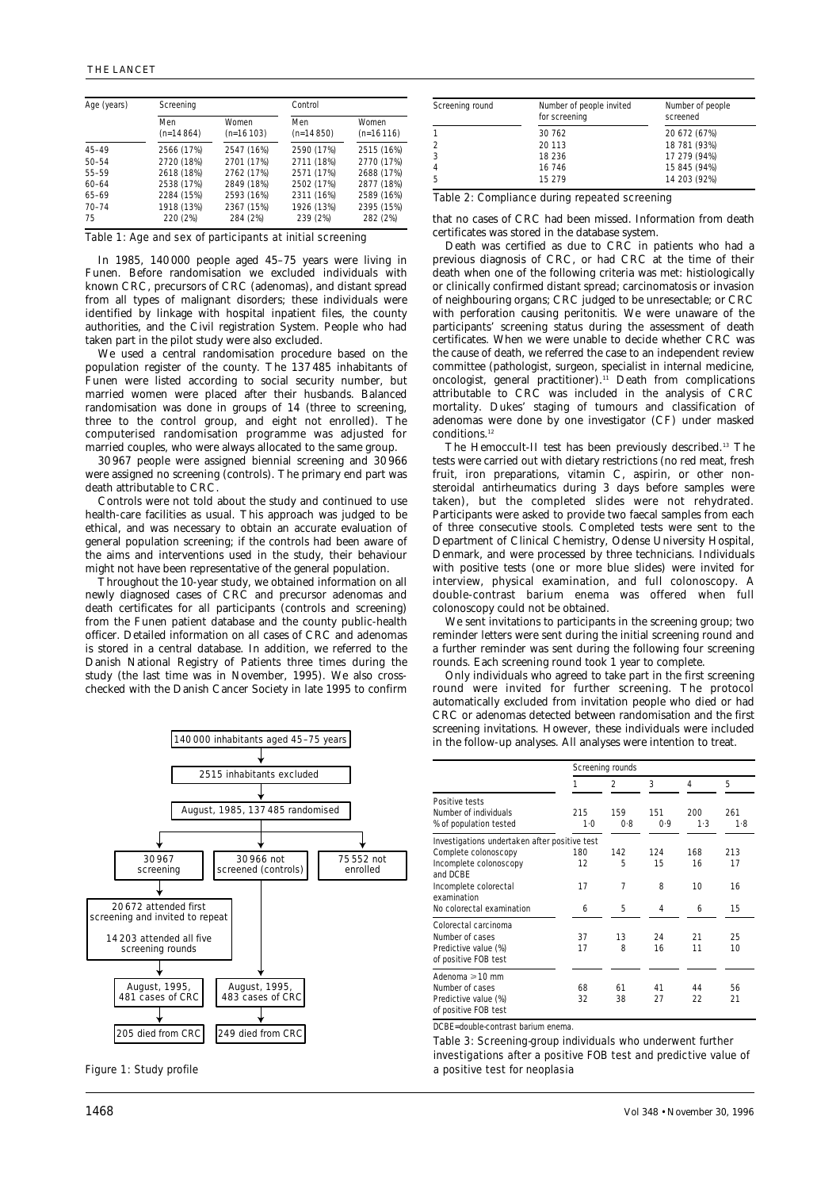| Age (years) | Screening | | Control | |
|---|---|---|---|---|
| | Men (n=14 864) | Women (n=16 103) | Men (n=14 850) | Women (n=16 116) |
| 45–49 | 2566 (17%) | 2547 (16%) | 2590 (17%) | 2515 (16%) |
| 50–54 | 2720 (18%) | 2701 (17%) | 2711 (18%) | 2770 (17%) |
| 55–59 | 2618 (18%) | 2762 (17%) | 2571 (17%) | 2688 (17%) |
| 60–64 | 2538 (17%) | 2849 (18%) | 2502 (17%) | 2877 (18%) |
| 65–69 | 2284 (15%) | 2593 (16%) | 2311 (16%) | 2589 (16%) |
| 70–74 | 1918 (13%) | 2367 (15%) | 1926 (13%) | 2395 (15%) |
| 75 | 220 (2%) | 284 (2%) | 239 (2%) | 282 (2%) |

Table 1: Age and sex of participants at initial screening

In 1985, 140 000 people aged 45–75 years were living in Funen. Before randomisation we excluded individuals with known CRC, precursors of CRC (adenomas), and distant spread from all types of malignant disorders; these individuals were identified by linkage with hospital inpatient files, the county authorities, and the Civil registration System. People who had taken part in the pilot study were also excluded.

We used a central randomisation procedure based on the population register of the county. The 137 485 inhabitants of Funen were listed according to social security number, but married women were placed after their husbands. Balanced randomisation was done in groups of 14 (three to screening, three to the control group, and eight not enrolled). The computerised randomisation programme was adjusted for married couples, who were always allocated to the same group.

30 967 people were assigned biennial screening and 30 966 were assigned no screening (controls). The primary end part was death attributable to CRC.

Controls were not told about the study and continued to use health-care facilities as usual. This approach was judged to be ethical, and was necessary to obtain an accurate evaluation of general population screening; if the controls had been aware of the aims and interventions used in the study, their behaviour might not have been representative of the general population.

Throughout the 10-year study, we obtained information on all newly diagnosed cases of CRC and precursor adenomas and death certificates for all participants (controls and screening) from the Funen patient database and the county public-health officer. Detailed information on all cases of CRC and adenomas is stored in a central database. In addition, we referred to the Danish National Registry of Patients three times during the study (the last time was in November, 1995). We also cross-checked with the Danish Cancer Society in late 1995 to confirm that no cases of CRC had been missed. Information from death certificates was stored in the database system.

| Stage | Details |
|---|---|
| 140 000 inhabitants aged 45–75 years | |
| 2515 inhabitants excluded | |
| August, 1985, 137 485 randomised | 30 967 screening; 30 966 not screened (controls); 75 552 not enrolled |
| Screening group | 20 672 attended first screening and invited to repeat; 14 203 attended all five screening rounds |
| August, 1995 | Screening: 481 cases of CRC; Controls: 483 cases of CRC |
| Deaths from CRC | Screening: 205 died from CRC; Controls: 249 died from CRC |

Figure 1: Study profile

| Screening round | Number of people invited for screening | Number of people screened |
|---|---|---|
| 1 | 30 762 | 20 672 (67%) |
| 2 | 20 113 | 18 781 (93%) |
| 3 | 18 236 | 17 279 (94%) |
| 4 | 16 746 | 15 845 (94%) |
| 5 | 15 279 | 14 203 (92%) |

Table 2: Compliance during repeated screening

Death was certified as due to CRC in patients who had a previous diagnosis of CRC, or had CRC at the time of their death when one of the following criteria was met: histiologically or clinically confirmed distant spread; carcinomatosis or invasion of neighbouring organs; CRC judged to be unresectable; or CRC with perforation causing peritonitis. We were unaware of the participants' screening status during the assessment of death certificates. When we were unable to decide whether CRC was the cause of death, we referred the case to an independent review committee (pathologist, surgeon, specialist in internal medicine, oncologist, general practitioner).[11] Death from complications attributable to CRC was included in the analysis of CRC mortality. Dukes' staging of tumours and classification of adenomas were done by one investigator (CF) under masked conditions.[12]

The Hemoccult-II test has been previously described.[13] The tests were carried out with dietary restrictions (no red meat, fresh fruit, iron preparations, vitamin C, aspirin, or other non-steroidal antirheumatics during 3 days before samples were taken), but the completed slides were not rehydrated. Participants were asked to provide two faecal samples from each of three consecutive stools. Completed tests were sent to the Department of Clinical Chemistry, Odense University Hospital, Denmark, and were processed by three technicians. Individuals with positive tests (one or more blue slides) were invited for interview, physical examination, and full colonoscopy. A double-contrast barium enema was offered when full colonoscopy could not be obtained.

We sent invitations to participants in the screening group; two reminder letters were sent during the initial screening round and a further reminder was sent during the following four screening rounds. Each screening round took 1 year to complete.

Only individuals who agreed to take part in the first screening round were invited for further screening. The protocol automatically excluded from invitation people who died or had CRC or adenomas detected between randomisation and the first screening invitations. However, these individuals were included in the follow-up analyses. All analyses were intention to treat.

| | Screening rounds | | | | |
|---|---|---|---|---|---|
| | 1 | 2 | 3 | 4 | 5 |
| **Positive tests** | | | | | |
| Number of individuals | 215 | 159 | 151 | 200 | 261 |
| % of population tested | 1·0 | 0·8 | 0·9 | 1·3 | 1·8 |
| **Investigations undertaken after positive test** | | | | | |
| Complete colonoscopy | 180 | 142 | 124 | 168 | 213 |
| Incomplete colonoscopy and DCBE | 12 | 5 | 15 | 16 | 17 |
| Incomplete colorectal examination | 17 | 7 | 8 | 10 | 16 |
| No colorectal examination | 6 | 5 | 4 | 6 | 15 |
| **Colorectal carcinoma** | | | | | |
| Number of cases | 37 | 13 | 24 | 21 | 25 |
| Predictive value (%) of positive FOB test | 17 | 8 | 16 | 11 | 10 |
| **Adenoma ≥10 mm** | | | | | |
| Number of cases | 68 | 61 | 41 | 44 | 56 |
| Predictive value (%) of positive FOB test | 32 | 38 | 27 | 22 | 21 |

DCBE=double-contrast barium enema.

Table 3: Screening-group individuals who underwent further investigations after a positive FOB test and predictive value of a positive test for neoplasia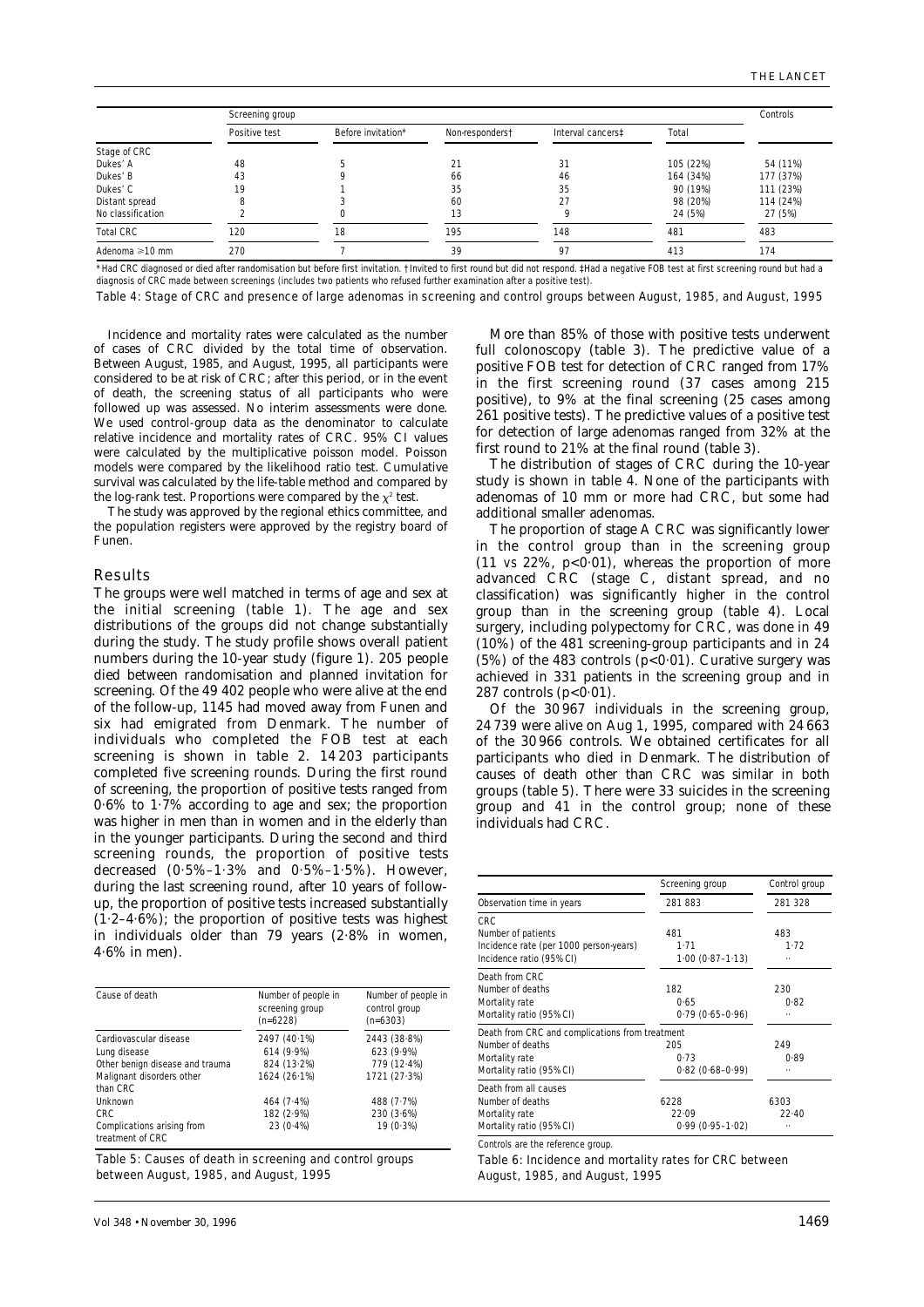|  | Screening group |  |  |  |  | Controls |
|---|---|---|---|---|---|---|
|  | Positive test | Before invitation* | Non-responders† | Interval cancers‡ | Total |  |
| Stage of CRC |  |  |  |  |  |  |
| Dukes' A | 48 | 5 | 21 | 31 | 105 (22%) | 54 (11%) |
| Dukes' B | 43 | 9 | 66 | 46 | 164 (34%) | 177 (37%) |
| Dukes' C | 19 | 1 | 35 | 35 | 90 (19%) | 111 (23%) |
| Distant spread | 8 | 3 | 60 | 27 | 98 (20%) | 114 (24%) |
| No classification | 2 | 0 | 13 | 9 | 24 (5%) | 27 (5%) |
| Total CRC | 120 | 18 | 195 | 148 | 481 | 483 |
| Adenoma ≥10 mm | 270 | 7 | 39 | 97 | 413 | 174 |

*Had CRC diagnosed or died after randomisation but before first invitation. †Invited to first round but did not respond. ‡Had a negative FOB test at first screening round but had a diagnosis of CRC made between screenings (includes two patients who refused further examination after a positive test).

Table 4: Stage of CRC and presence of large adenomas in screening and control groups between August, 1985, and August, 1995

Incidence and mortality rates were calculated as the number of cases of CRC divided by the total time of observation. Between August, 1985, and August, 1995, all participants were considered to be at risk of CRC; after this period, or in the event of death, the screening status of all participants who were followed up was assessed. No interim assessments were done. We used control-group data as the denominator to calculate relative incidence and mortality rates of CRC. 95% CI values were calculated by the multiplicative poisson model. Poisson models were compared by the likelihood ratio test. Cumulative survival was calculated by the life-table method and compared by the log-rank test. Proportions were compared by the $\chi^2$ test.

The study was approved by the regional ethics committee, and the population registers were approved by the registry board of Funen.

## Results

The groups were well matched in terms of age and sex at the initial screening (table 1). The age and sex distributions of the groups did not change substantially during the study. The study profile shows overall patient numbers during the 10-year study (figure 1). 205 people died between randomisation and planned invitation for screening. Of the 49 402 people who were alive at the end of the follow-up, 1145 had moved away from Funen and six had emigrated from Denmark. The number of individuals who completed the FOB test at each screening is shown in table 2. 14 203 participants completed five screening rounds. During the first round of screening, the proportion of positive tests ranged from 0·6% to 1·7% according to age and sex; the proportion was higher in men than in women and in the elderly than in the younger participants. During the second and third screening rounds, the proportion of positive tests decreased (0·5%–1·3% and 0·5%–1·5%). However, during the last screening round, after 10 years of follow-up, the proportion of positive tests increased substantially (1·2–4·6%); the proportion of positive tests was highest in individuals older than 79 years (2·8% in women, 4·6% in men).

| Cause of death | Number of people in screening group (n=6228) | Number of people in control group (n=6303) |
|---|---|---|
| Cardiovascular disease | 2497 (40·1%) | 2443 (38·8%) |
| Lung disease | 614 (9·9%) | 623 (9·9%) |
| Other benign disease and trauma | 824 (13·2%) | 779 (12·4%) |
| Malignant disorders other than CRC | 1624 (26·1%) | 1721 (27·3%) |
| Unknown | 464 (7·4%) | 488 (7·7%) |
| CRC | 182 (2·9%) | 230 (3·6%) |
| Complications arising from treatment of CRC | 23 (0·4%) | 19 (0·3%) |

Table 5: Causes of death in screening and control groups between August, 1985, and August, 1995

More than 85% of those with positive tests underwent full colonoscopy (table 3). The predictive value of a positive FOB test for detection of CRC ranged from 17% in the first screening round (37 cases among 215 positive), to 9% at the final screening (25 cases among 261 positive tests). The predictive values of a positive test for detection of large adenomas ranged from 32% at the first round to 21% at the final round (table 3).

The distribution of stages of CRC during the 10-year study is shown in table 4. None of the participants with adenomas of 10 mm or more had CRC, but some had additional smaller adenomas.

The proportion of stage A CRC was significantly lower in the control group than in the screening group (11 *vs* 22%, $p<0·01$), whereas the proportion of more advanced CRC (stage C, distant spread, and no classification) was significantly higher in the control group than in the screening group (table 4). Local surgery, including polypectomy for CRC, was done in 49 (10%) of the 481 screening-group participants and in 24 (5%) of the 483 controls ($p<0·01$). Curative surgery was achieved in 331 patients in the screening group and in 287 controls ($p<0·01$).

Of the 30 967 individuals in the screening group, 24 739 were alive on Aug 1, 1995, compared with 24 663 of the 30 966 controls. We obtained certificates for all participants who died in Denmark. The distribution of causes of death other than CRC was similar in both groups (table 5). There were 33 suicides in the screening group and 41 in the control group; none of these individuals had CRC.

|  | Screening group | Control group |
|---|---|---|
| Observation time in years | 281 883 | 281 328 |
| CRC |  |  |
| Number of patients | 481 | 483 |
| Incidence rate (per 1000 person-years) | 1·71 | 1·72 |
| Incidence ratio (95% CI) | 1·00 (0·87–1·13) | .. |
| Death from CRC |  |  |
| Number of deaths | 182 | 230 |
| Mortality rate | 0·65 | 0·82 |
| Mortality ratio (95% CI) | 0·79 (0·65–0·96) | .. |
| Death from CRC and complications from treatment |  |  |
| Number of deaths | 205 | 249 |
| Mortality rate | 0·73 | 0·89 |
| Mortality ratio (95% CI) | 0·82 (0·68–0·99) | .. |
| Death from all causes |  |  |
| Number of deaths | 6228 | 6303 |
| Mortality rate | 22·09 | 22·40 |
| Mortality ratio (95% CI) | 0·99 (0·95–1·02) | .. |

Controls are the reference group.

Table 6: Incidence and mortality rates for CRC between August, 1985, and August, 1995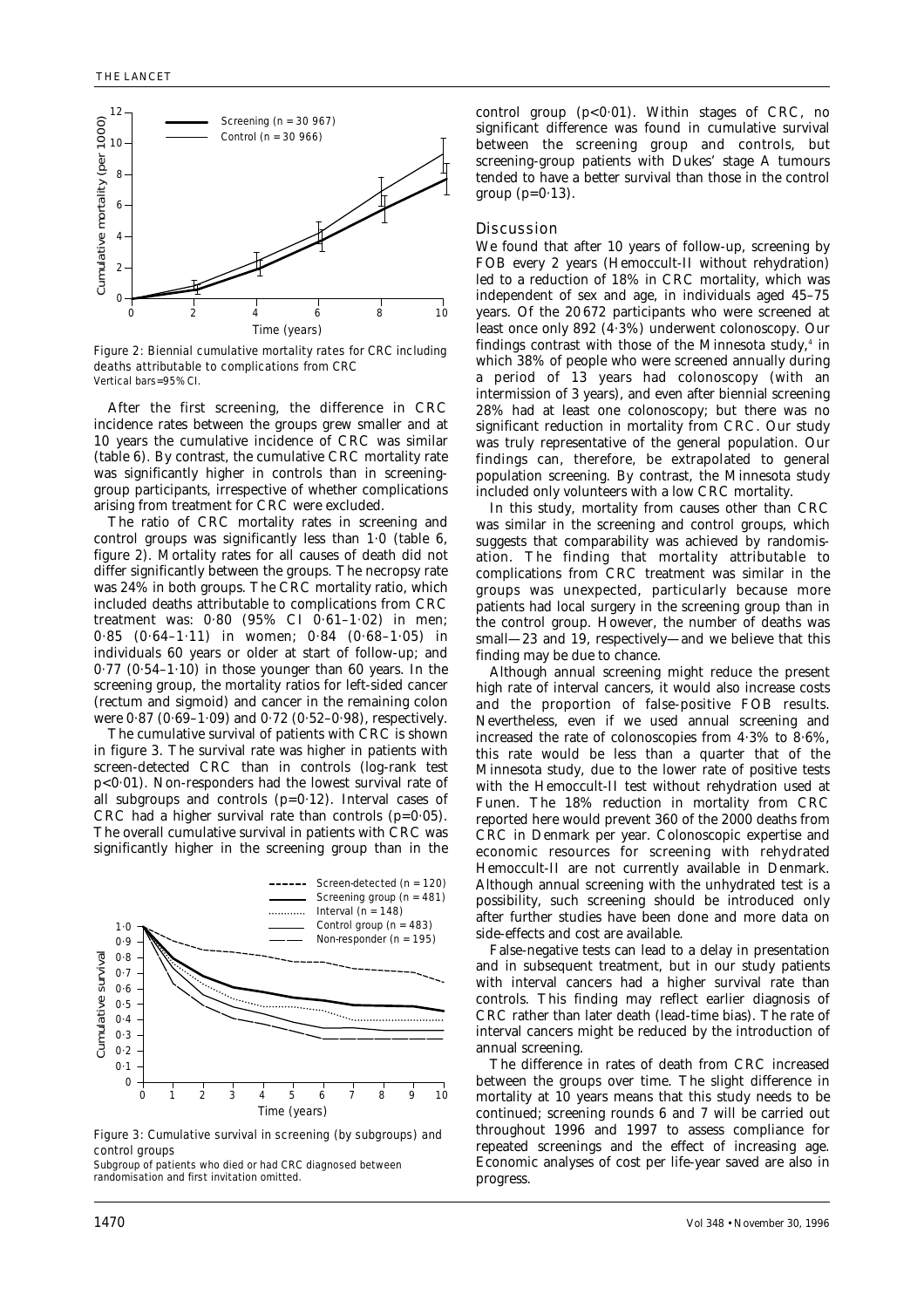Figure 2: Biennial cumulative mortality rates for CRC including deaths attributable to complications from CRC
Vertical bars=95% CI.

After the first screening, the difference in CRC incidence rates between the groups grew smaller and at 10 years the cumulative incidence of CRC was similar (table 6). By contrast, the cumulative CRC mortality rate was significantly higher in controls than in screening-group participants, irrespective of whether complications arising from treatment for CRC were excluded.

The ratio of CRC mortality rates in screening and control groups was significantly less than 1·0 (table 6, figure 2). Mortality rates for all causes of death did not differ significantly between the groups. The necropsy rate was 24% in both groups. The CRC mortality ratio, which included deaths attributable to complications from CRC treatment was: 0·80 (95% CI 0·61–1·02) in men; 0·85 (0·64–1·11) in women; 0·84 (0·68–1·05) in individuals 60 years or older at start of follow-up; and 0·77 (0·54–1·10) in those younger than 60 years. In the screening group, the mortality ratios for left-sided cancer (rectum and sigmoid) and cancer in the remaining colon were 0·87 (0·69–1·09) and 0·72 (0·52–0·98), respectively.

The cumulative survival of patients with CRC is shown in figure 3. The survival rate was higher in patients with screen-detected CRC than in controls (log-rank test $p<0·01$). Non-responders had the lowest survival rate of all subgroups and controls ($p=0·12$). Interval cases of CRC had a higher survival rate than controls ($p=0·05$). The overall cumulative survival in patients with CRC was significantly higher in the screening group than in the control group ($p<0·01$). Within stages of CRC, no significant difference was found in cumulative survival between the screening group and controls, but screening-group patients with Dukes' stage A tumours tended to have a better survival than those in the control group ($p=0·13$).

Figure 3: Cumulative survival in screening (by subgroups) and control groups
Subgroup of patients who died or had CRC diagnosed between randomisation and first invitation omitted.

## Discussion

We found that after 10 years of follow-up, screening by FOB every 2 years (Hemoccult-II without rehydration) led to a reduction of 18% in CRC mortality, which was independent of sex and age, in individuals aged 45–75 years. Of the 20 672 participants who were screened at least once only 892 (4·3%) underwent colonoscopy. Our findings contrast with those of the Minnesota study,[4] in which 38% of people who were screened annually during a period of 13 years had colonoscopy (with an intermission of 3 years), and even after biennial screening 28% had at least one colonoscopy; but there was no significant reduction in mortality from CRC. Our study was truly representative of the general population. Our findings can, therefore, be extrapolated to general population screening. By contrast, the Minnesota study included only volunteers with a low CRC mortality.

In this study, mortality from causes other than CRC was similar in the screening and control groups, which suggests that comparability was achieved by randomisation. The finding that mortality attributable to complications from CRC treatment was similar in the groups was unexpected, particularly because more patients had local surgery in the screening group than in the control group. However, the number of deaths was small—23 and 19, respectively—and we believe that this finding may be due to chance.

Although annual screening might reduce the present high rate of interval cancers, it would also increase costs and the proportion of false-positive FOB results. Nevertheless, even if we used annual screening and increased the rate of colonoscopies from 4·3% to 8·6%, this rate would be less than a quarter that of the Minnesota study, due to the lower rate of positive tests with the Hemoccult-II test without rehydration used at Funen. The 18% reduction in mortality from CRC reported here would prevent 360 of the 2000 deaths from CRC in Denmark per year. Colonoscopic expertise and economic resources for screening with rehydrated Hemoccult-II are not currently available in Denmark. Although annual screening with the unhydrated test is a possibility, such screening should be introduced only after further studies have been done and more data on side-effects and cost are available.

False-negative tests can lead to a delay in presentation and in subsequent treatment, but in our study patients with interval cancers had a higher survival rate than controls. This finding may reflect earlier diagnosis of CRC rather than later death (lead-time bias). The rate of interval cancers might be reduced by the introduction of annual screening.

The difference in rates of death from CRC increased between the groups over time. The slight difference in mortality at 10 years means that this study needs to be continued; screening rounds 6 and 7 will be carried out throughout 1996 and 1997 to assess compliance for repeated screenings and the effect of increasing age. Economic analyses of cost per life-year saved are also in progress.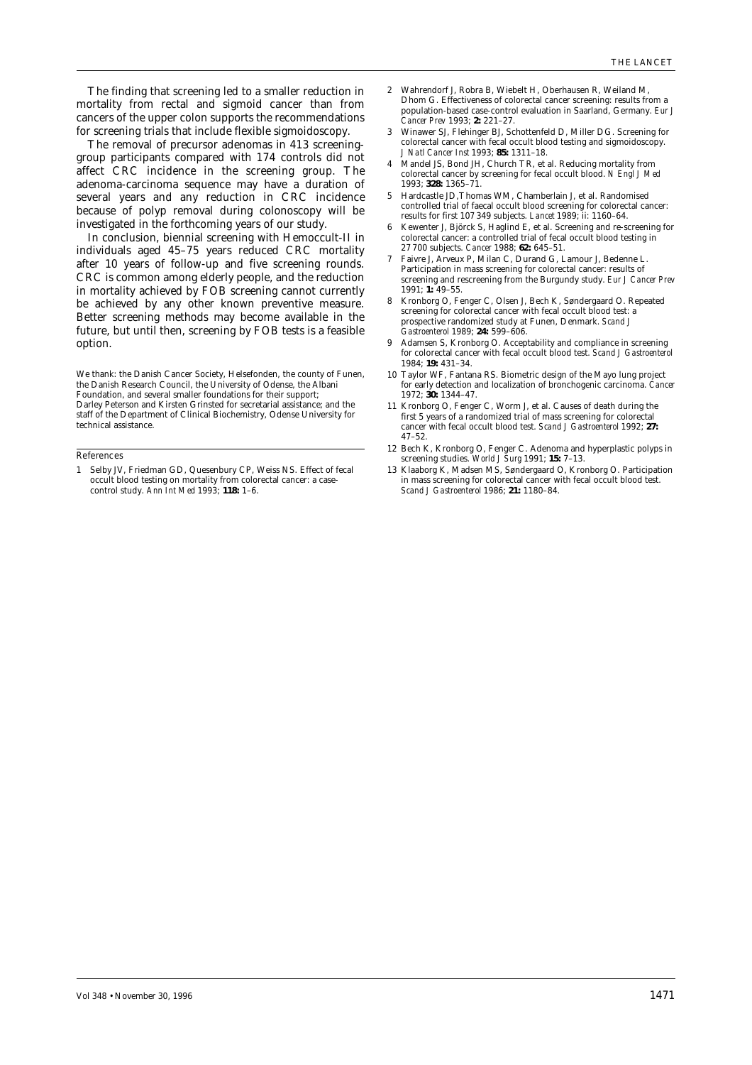The finding that screening led to a smaller reduction in mortality from rectal and sigmoid cancer than from cancers of the upper colon supports the recommendations for screening trials that include flexible sigmoidoscopy.

The removal of precursor adenomas in 413 screening-group participants compared with 174 controls did not affect CRC incidence in the screening group. The adenoma-carcinoma sequence may have a duration of several years and any reduction in CRC incidence because of polyp removal during colonoscopy will be investigated in the forthcoming years of our study.

In conclusion, biennial screening with Hemoccult-II in individuals aged 45–75 years reduced CRC mortality after 10 years of follow-up and five screening rounds. CRC is common among elderly people, and the reduction in mortality achieved by FOB screening cannot currently be achieved by any other known preventive measure. Better screening methods may become available in the future, but until then, screening by FOB tests is a feasible option.

We thank: the Danish Cancer Society, Helsefonden, the county of Funen, the Danish Research Council, the University of Odense, the Albani Foundation, and several smaller foundations for their support; Darley Peterson and Kirsten Grinsted for secretarial assistance; and the staff of the Department of Clinical Biochemistry, Odense University for technical assistance.

## References

1. Selby JV, Friedman GD, Quesenbury CP, Weiss NS. Effect of fecal occult blood testing on mortality from colorectal cancer: a case-control study. *Ann Int Med* 1993; **118:** 1–6.
2. Wahrendorf J, Robra B, Wiebelt H, Oberhausen R, Weiland M, Dhom G. Effectiveness of colorectal cancer screening: results from a population-based case-control evaluation in Saarland, Germany. *Eur J Cancer Prev* 1993; **2:** 221–27.
3. Winawer SJ, Flehinger BJ, Schottenfeld D, Miller DG. Screening for colorectal cancer with fecal occult blood testing and sigmoidoscopy. *J Natl Cancer Inst* 1993; **85:** 1311–18.
4. Mandel JS, Bond JH, Church TR, et al. Reducing mortality from colorectal cancer by screening for fecal occult blood. *N Engl J Med* 1993; **328:** 1365–71.
5. Hardcastle JD,Thomas WM, Chamberlain J, et al. Randomised controlled trial of faecal occult blood screening for colorectal cancer: results for first 107 349 subjects. *Lancet* 1989; ii: 1160–64.
6. Kewenter J, Björck S, Haglind E, et al. Screening and re-screening for colorectal cancer: a controlled trial of fecal occult blood testing in 27 700 subjects. *Cancer* 1988; **62:** 645–51.
7. Faivre J, Arveux P, Milan C, Durand G, Lamour J, Bedenne L. Participation in mass screening for colorectal cancer: results of screening and rescreening from the Burgundy study. *Eur J Cancer Prev* 1991; **1:** 49–55.
8. Kronborg O, Fenger C, Olsen J, Bech K, Søndergaard O. Repeated screening for colorectal cancer with fecal occult blood test: a prospective randomized study at Funen, Denmark. *Scand J Gastroenterol* 1989; **24:** 599–606.
9. Adamsen S, Kronborg O. Acceptability and compliance in screening for colorectal cancer with fecal occult blood test. *Scand J Gastroenterol* 1984; **19:** 431–34.
10. Taylor WF, Fantana RS. Biometric design of the Mayo lung project for early detection and localization of bronchogenic carcinoma. *Cancer* 1972; **30:** 1344–47.
11. Kronborg O, Fenger C, Worm J, et al. Causes of death during the first 5 years of a randomized trial of mass screening for colorectal cancer with fecal occult blood test. *Scand J Gastroenterol* 1992; **27:** 47–52.
12. Bech K, Kronborg O, Fenger C. Adenoma and hyperplastic polyps in screening studies. *World J Surg* 1991; **15:** 7–13.
13. Klaaborg K, Madsen MS, Søndergaard O, Kronborg O. Participation in mass screening for colorectal cancer with fecal occult blood test. *Scand J Gastroenterol* 1986; **21:** 1180–84.